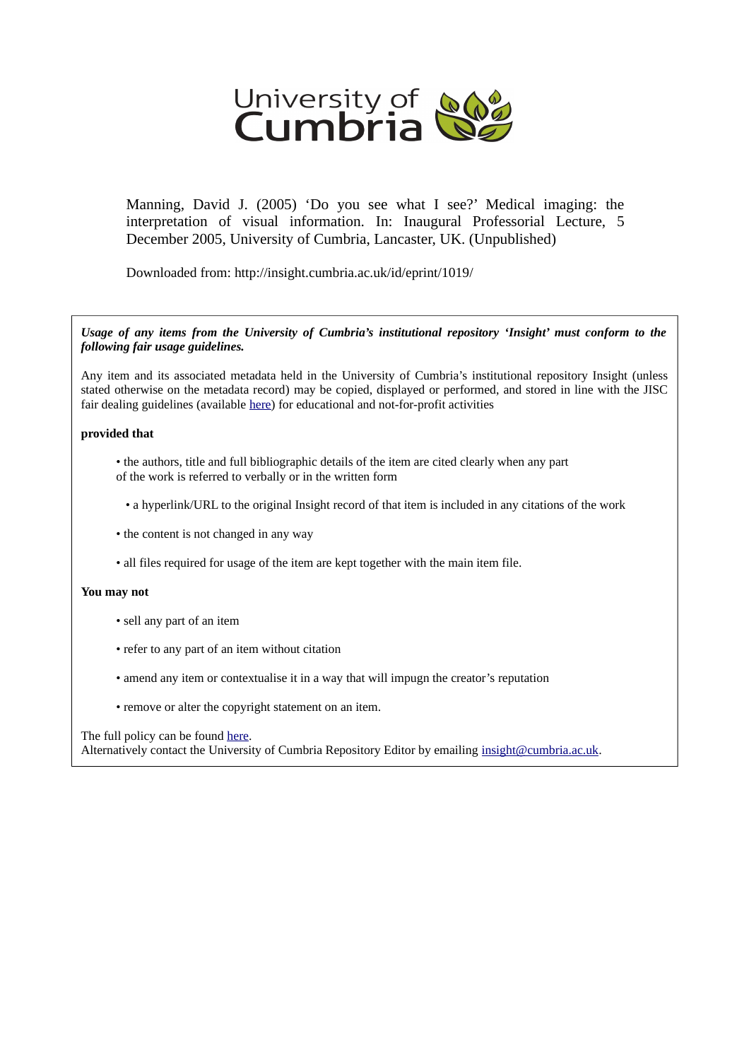University of Cumbria

Manning, David J. (2005) 'Do you see what I see?' Medical imaging: the interpretation of visual information. In: Inaugural Professorial Lecture, 5 December 2005, University of Cumbria, Lancaster, UK. (Unpublished)

Downloaded from: http://insight.cumbria.ac.uk/id/eprint/1019/

***Usage of any items from the University of Cumbria's institutional repository 'Insight' must conform to the following fair usage guidelines.***

Any item and its associated metadata held in the University of Cumbria's institutional repository Insight (unless stated otherwise on the metadata record) may be copied, displayed or performed, and stored in line with the JISC fair dealing guidelines (available here) for educational and not-for-profit activities

**provided that**

- the authors, title and full bibliographic details of the item are cited clearly when any part of the work is referred to verbally or in the written form
- a hyperlink/URL to the original Insight record of that item is included in any citations of the work
- the content is not changed in any way
- all files required for usage of the item are kept together with the main item file.

**You may not**

- sell any part of an item
- refer to any part of an item without citation
- amend any item or contextualise it in a way that will impugn the creator's reputation
- remove or alter the copyright statement on an item.

The full policy can be found here.
Alternatively contact the University of Cumbria Repository Editor by emailing insight@cumbria.ac.uk.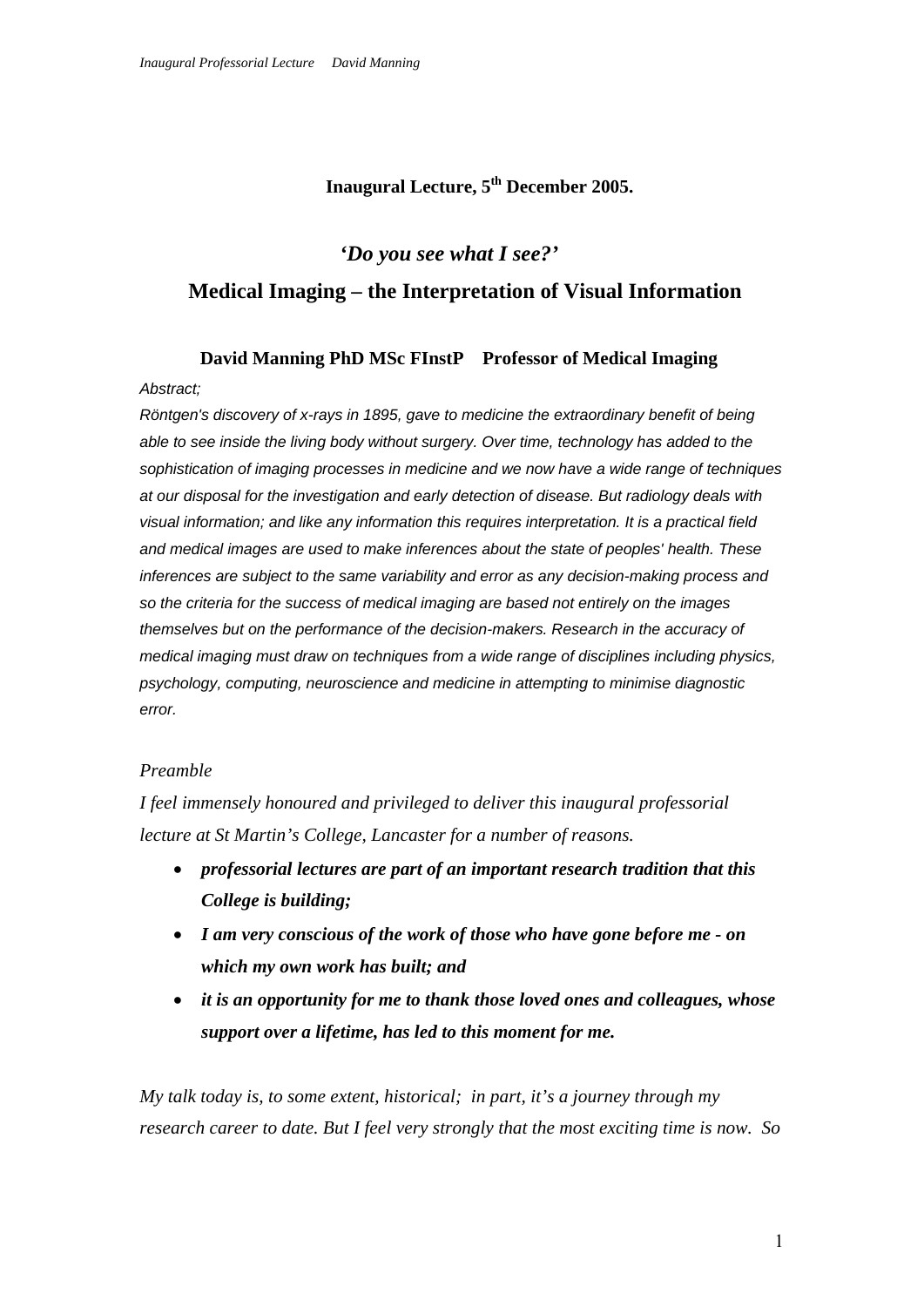**Inaugural Lecture, 5th December 2005.**

## *'Do you see what I see?'*

## Medical Imaging – the Interpretation of Visual Information

**David Manning PhD MSc FInstP Professor of Medical Imaging**

*Abstract;*

*Röntgen's discovery of x-rays in 1895, gave to medicine the extraordinary benefit of being able to see inside the living body without surgery. Over time, technology has added to the sophistication of imaging processes in medicine and we now have a wide range of techniques at our disposal for the investigation and early detection of disease. But radiology deals with visual information; and like any information this requires interpretation. It is a practical field and medical images are used to make inferences about the state of peoples' health. These inferences are subject to the same variability and error as any decision-making process and so the criteria for the success of medical imaging are based not entirely on the images themselves but on the performance of the decision-makers. Research in the accuracy of medical imaging must draw on techniques from a wide range of disciplines including physics, psychology, computing, neuroscience and medicine in attempting to minimise diagnostic error.*

*Preamble*

*I feel immensely honoured and privileged to deliver this inaugural professorial lecture at St Martin's College, Lancaster for a number of reasons.*

- ***professorial lectures are part of an important research tradition that this College is building;***
- ***I am very conscious of the work of those who have gone before me - on which my own work has built; and***
- ***it is an opportunity for me to thank those loved ones and colleagues, whose support over a lifetime, has led to this moment for me.***

*My talk today is, to some extent, historical; in part, it's a journey through my research career to date. But I feel very strongly that the most exciting time is now. So*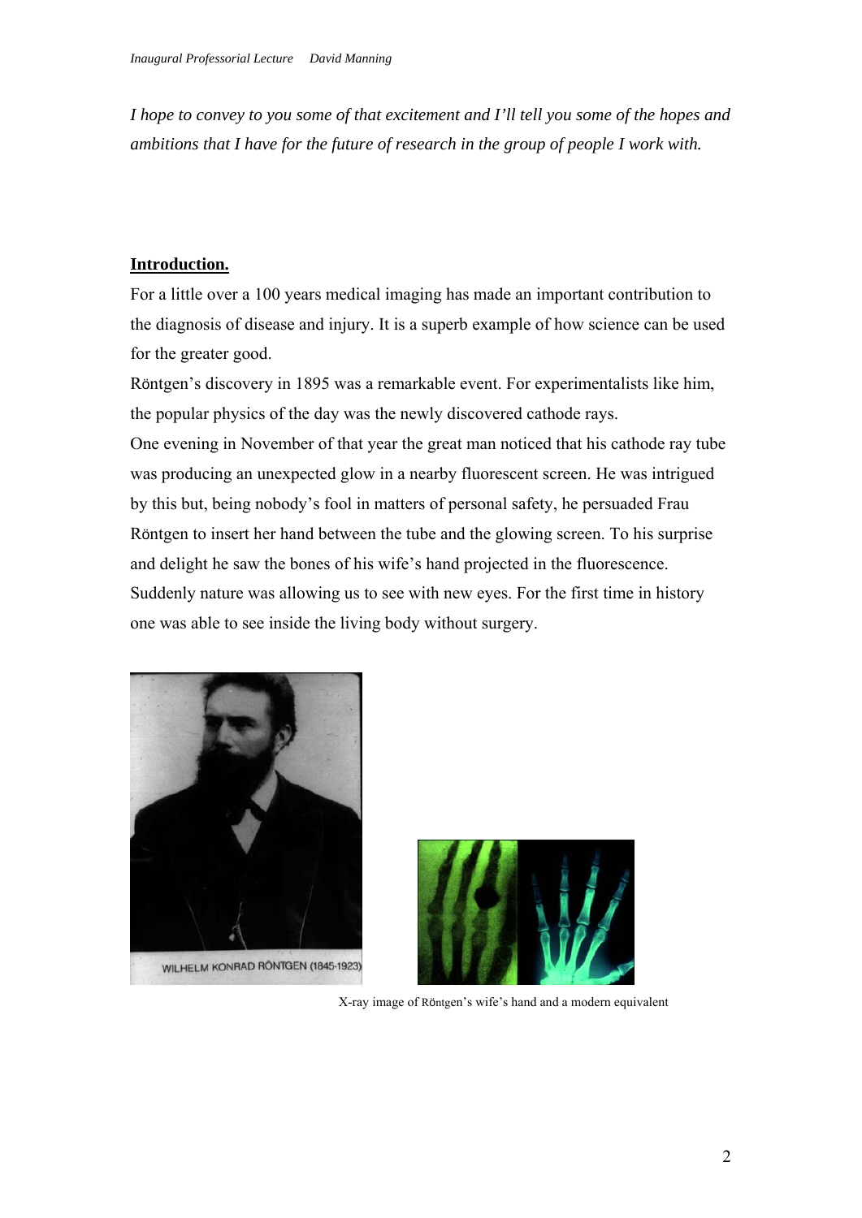*I hope to convey to you some of that excitement and I'll tell you some of the hopes and ambitions that I have for the future of research in the group of people I work with.*

## Introduction.

For a little over a 100 years medical imaging has made an important contribution to the diagnosis of disease and injury. It is a superb example of how science can be used for the greater good.

Röntgen's discovery in 1895 was a remarkable event. For experimentalists like him, the popular physics of the day was the newly discovered cathode rays.

One evening in November of that year the great man noticed that his cathode ray tube was producing an unexpected glow in a nearby fluorescent screen. He was intrigued by this but, being nobody's fool in matters of personal safety, he persuaded Frau Röntgen to insert her hand between the tube and the glowing screen. To his surprise and delight he saw the bones of his wife's hand projected in the fluorescence. Suddenly nature was allowing us to see with new eyes. For the first time in history one was able to see inside the living body without surgery.

WILHELM KONRAD RÖNTGEN (1845-1923)

X-ray image of Röntgen's wife's hand and a modern equivalent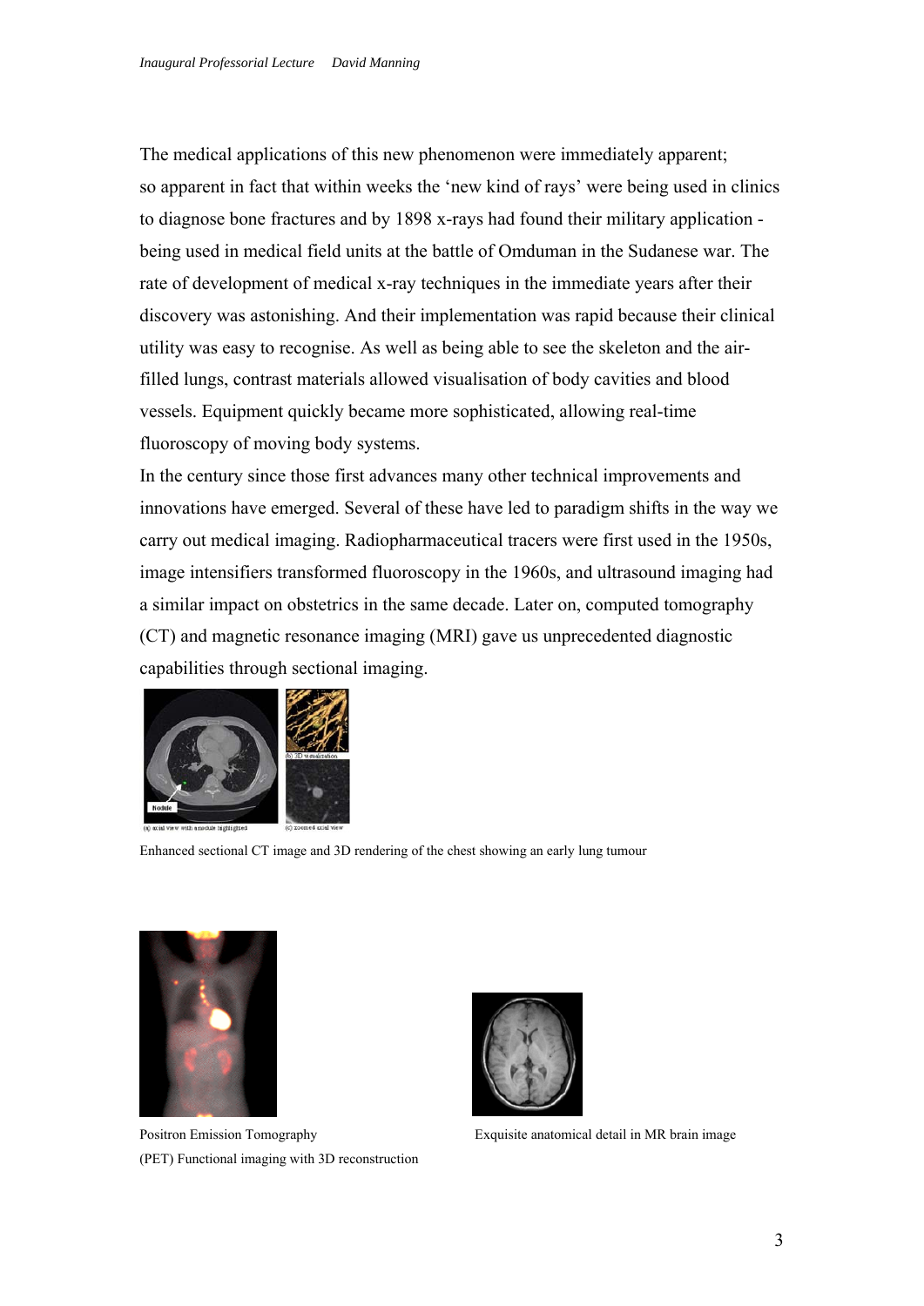The medical applications of this new phenomenon were immediately apparent; so apparent in fact that within weeks the 'new kind of rays' were being used in clinics to diagnose bone fractures and by 1898 x-rays had found their military application - being used in medical field units at the battle of Omduman in the Sudanese war. The rate of development of medical x-ray techniques in the immediate years after their discovery was astonishing. And their implementation was rapid because their clinical utility was easy to recognise. As well as being able to see the skeleton and the air-filled lungs, contrast materials allowed visualisation of body cavities and blood vessels. Equipment quickly became more sophisticated, allowing real-time fluoroscopy of moving body systems.

In the century since those first advances many other technical improvements and innovations have emerged. Several of these have led to paradigm shifts in the way we carry out medical imaging. Radiopharmaceutical tracers were first used in the 1950s, image intensifiers transformed fluoroscopy in the 1960s, and ultrasound imaging had a similar impact on obstetrics in the same decade. Later on, computed tomography (CT) and magnetic resonance imaging (MRI) gave us unprecedented diagnostic capabilities through sectional imaging.

Enhanced sectional CT image and 3D rendering of the chest showing an early lung tumour

Positron Emission Tomography (PET) Functional imaging with 3D reconstruction

Exquisite anatomical detail in MR brain image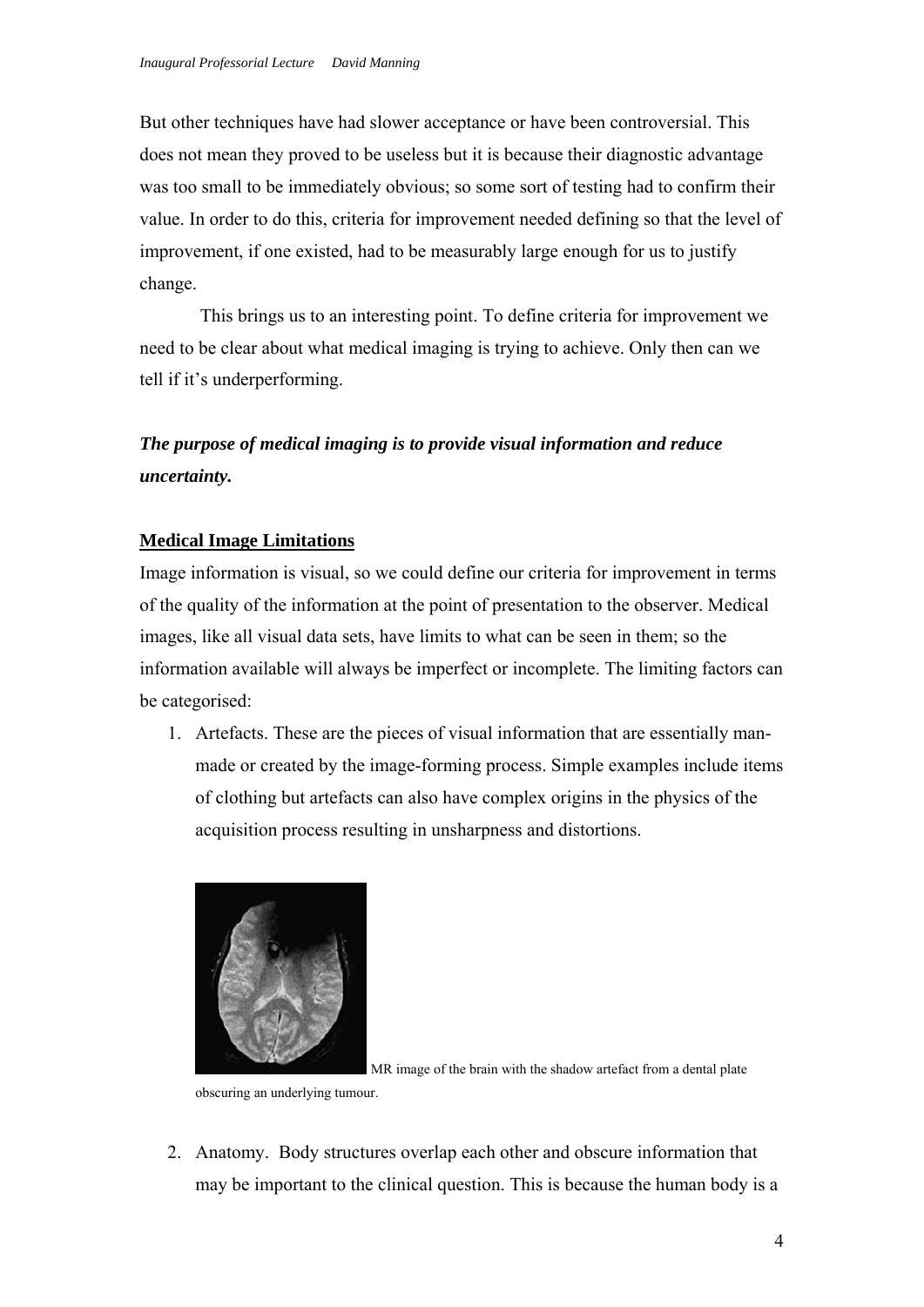But other techniques have had slower acceptance or have been controversial. This does not mean they proved to be useless but it is because their diagnostic advantage was too small to be immediately obvious; so some sort of testing had to confirm their value. In order to do this, criteria for improvement needed defining so that the level of improvement, if one existed, had to be measurably large enough for us to justify change.

This brings us to an interesting point. To define criteria for improvement we need to be clear about what medical imaging is trying to achieve. Only then can we tell if it's underperforming.

***The purpose of medical imaging is to provide visual information and reduce uncertainty.***

## Medical Image Limitations

Image information is visual, so we could define our criteria for improvement in terms of the quality of the information at the point of presentation to the observer. Medical images, like all visual data sets, have limits to what can be seen in them; so the information available will always be imperfect or incomplete. The limiting factors can be categorised:

1. Artefacts. These are the pieces of visual information that are essentially man-made or created by the image-forming process. Simple examples include items of clothing but artefacts can also have complex origins in the physics of the acquisition process resulting in unsharpness and distortions.

MR image of the brain with the shadow artefact from a dental plate obscuring an underlying tumour.

2. Anatomy. Body structures overlap each other and obscure information that may be important to the clinical question. This is because the human body is a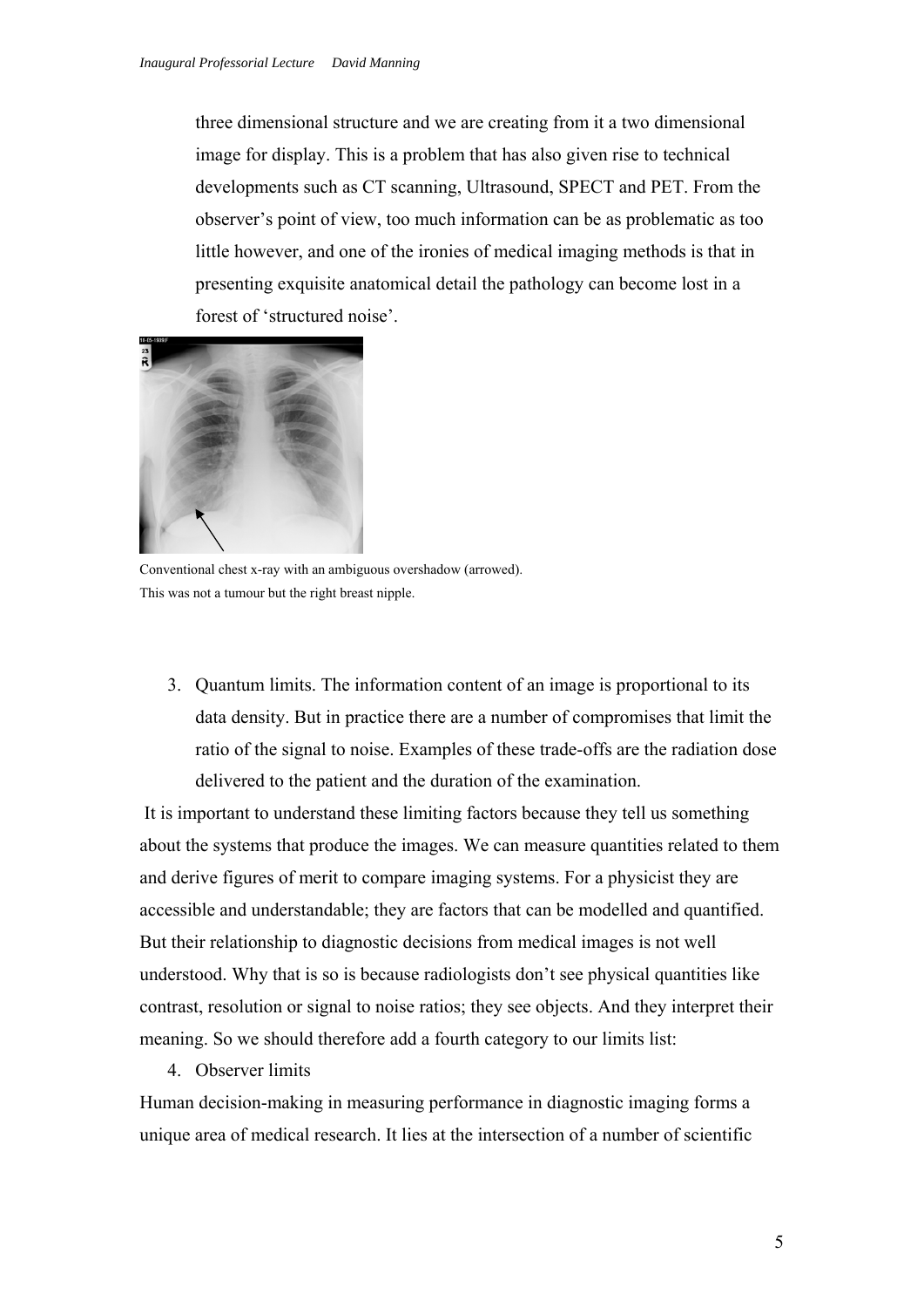three dimensional structure and we are creating from it a two dimensional image for display. This is a problem that has also given rise to technical developments such as CT scanning, Ultrasound, SPECT and PET. From the observer's point of view, too much information can be as problematic as too little however, and one of the ironies of medical imaging methods is that in presenting exquisite anatomical detail the pathology can become lost in a forest of 'structured noise'.

Conventional chest x-ray with an ambiguous overshadow (arrowed).
This was not a tumour but the right breast nipple.

3. Quantum limits. The information content of an image is proportional to its data density. But in practice there are a number of compromises that limit the ratio of the signal to noise. Examples of these trade-offs are the radiation dose delivered to the patient and the duration of the examination.

It is important to understand these limiting factors because they tell us something about the systems that produce the images. We can measure quantities related to them and derive figures of merit to compare imaging systems. For a physicist they are accessible and understandable; they are factors that can be modelled and quantified. But their relationship to diagnostic decisions from medical images is not well understood. Why that is so is because radiologists don't see physical quantities like contrast, resolution or signal to noise ratios; they see objects. And they interpret their meaning. So we should therefore add a fourth category to our limits list:

4. Observer limits

Human decision-making in measuring performance in diagnostic imaging forms a unique area of medical research. It lies at the intersection of a number of scientific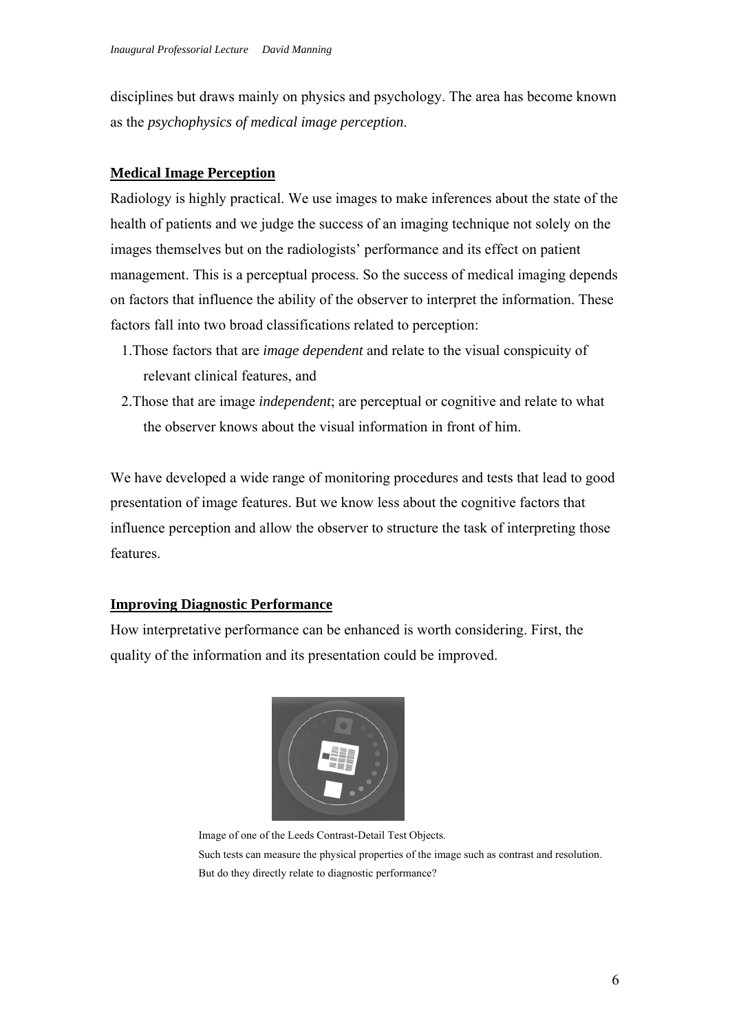disciplines but draws mainly on physics and psychology. The area has become known as the *psychophysics of medical image perception*.

## Medical Image Perception

Radiology is highly practical. We use images to make inferences about the state of the health of patients and we judge the success of an imaging technique not solely on the images themselves but on the radiologists' performance and its effect on patient management. This is a perceptual process. So the success of medical imaging depends on factors that influence the ability of the observer to interpret the information. These factors fall into two broad classifications related to perception:

1. Those factors that are *image dependent* and relate to the visual conspicuity of relevant clinical features, and
2. Those that are image *independent*; are perceptual or cognitive and relate to what the observer knows about the visual information in front of him.

We have developed a wide range of monitoring procedures and tests that lead to good presentation of image features. But we know less about the cognitive factors that influence perception and allow the observer to structure the task of interpreting those features.

## Improving Diagnostic Performance

How interpretative performance can be enhanced is worth considering. First, the quality of the information and its presentation could be improved.

Image of one of the Leeds Contrast-Detail Test Objects.
Such tests can measure the physical properties of the image such as contrast and resolution.
But do they directly relate to diagnostic performance?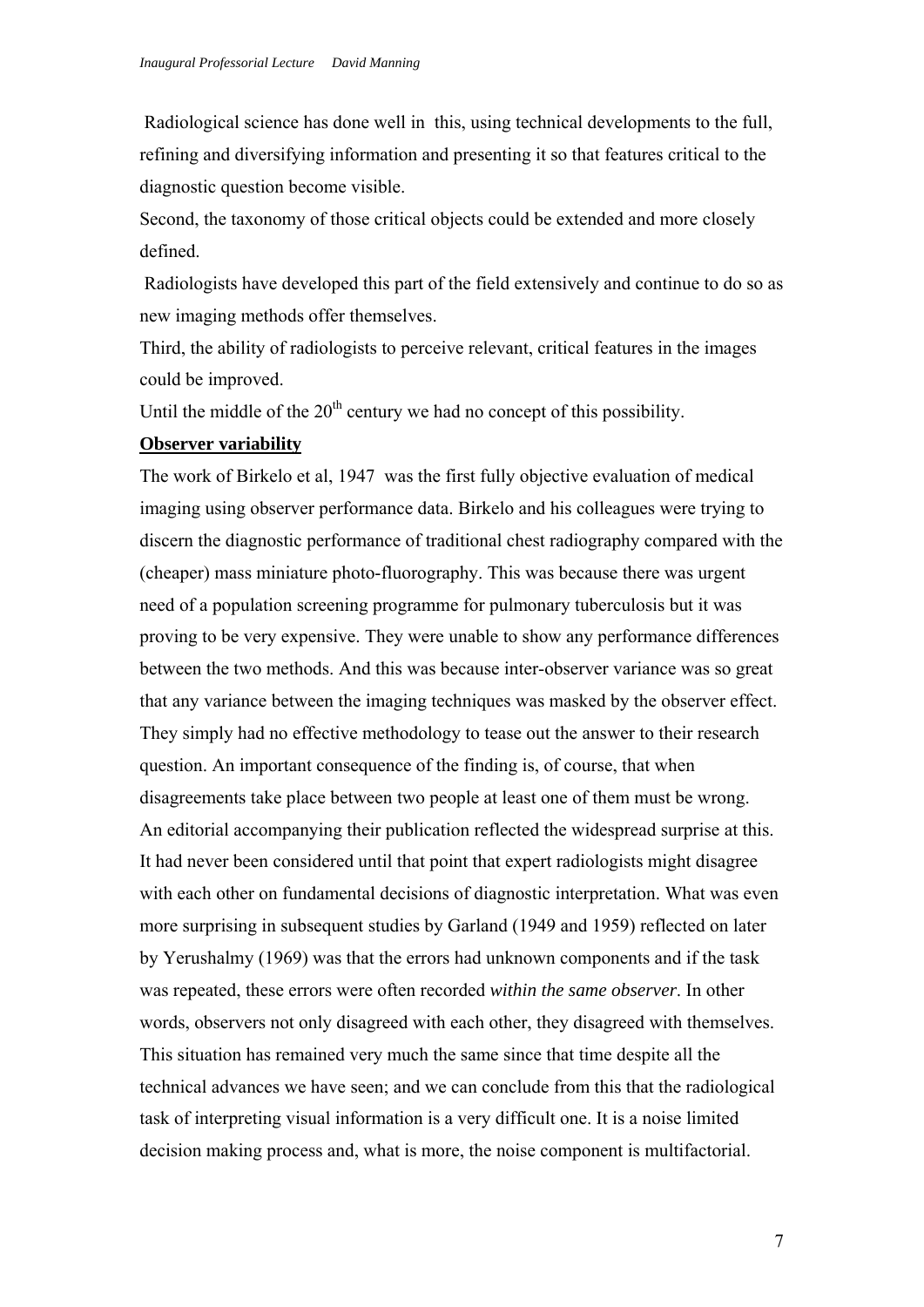Radiological science has done well in this, using technical developments to the full, refining and diversifying information and presenting it so that features critical to the diagnostic question become visible.

Second, the taxonomy of those critical objects could be extended and more closely defined.

Radiologists have developed this part of the field extensively and continue to do so as new imaging methods offer themselves.

Third, the ability of radiologists to perceive relevant, critical features in the images could be improved.

Until the middle of the $20^{th}$ century we had no concept of this possibility.

**Observer variability**

The work of Birkelo et al, 1947 was the first fully objective evaluation of medical imaging using observer performance data. Birkelo and his colleagues were trying to discern the diagnostic performance of traditional chest radiography compared with the (cheaper) mass miniature photo-fluorography. This was because there was urgent need of a population screening programme for pulmonary tuberculosis but it was proving to be very expensive. They were unable to show any performance differences between the two methods. And this was because inter-observer variance was so great that any variance between the imaging techniques was masked by the observer effect. They simply had no effective methodology to tease out the answer to their research question. An important consequence of the finding is, of course, that when disagreements take place between two people at least one of them must be wrong. An editorial accompanying their publication reflected the widespread surprise at this. It had never been considered until that point that expert radiologists might disagree with each other on fundamental decisions of diagnostic interpretation. What was even more surprising in subsequent studies by Garland (1949 and 1959) reflected on later by Yerushalmy (1969) was that the errors had unknown components and if the task was repeated, these errors were often recorded *within the same observer*. In other words, observers not only disagreed with each other, they disagreed with themselves. This situation has remained very much the same since that time despite all the technical advances we have seen; and we can conclude from this that the radiological task of interpreting visual information is a very difficult one. It is a noise limited decision making process and, what is more, the noise component is multifactorial.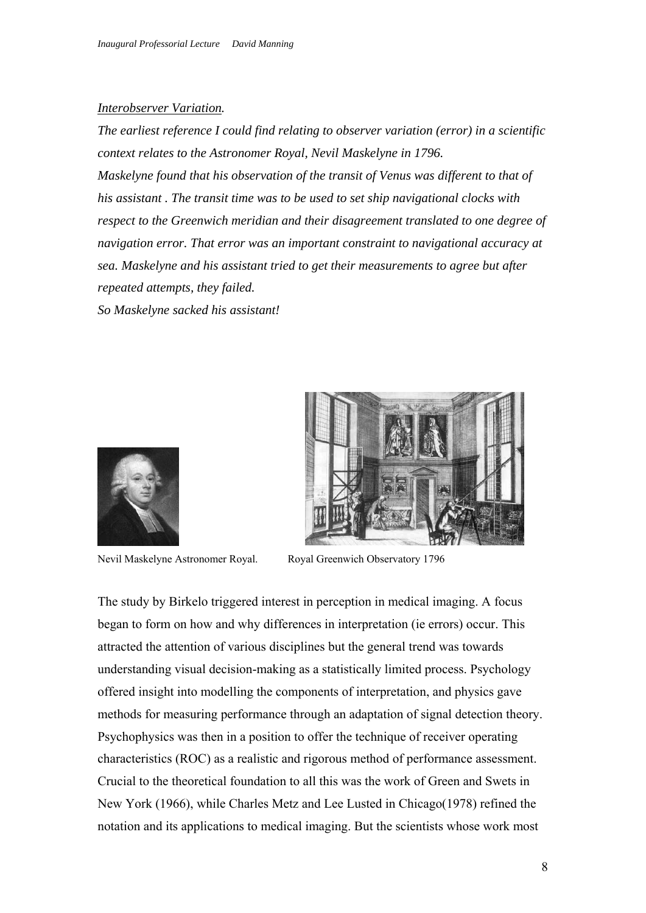*Interobserver Variation.*

*The earliest reference I could find relating to observer variation (error) in a scientific context relates to the Astronomer Royal, Nevil Maskelyne in 1796.*

*Maskelyne found that his observation of the transit of Venus was different to that of his assistant . The transit time was to be used to set ship navigational clocks with respect to the Greenwich meridian and their disagreement translated to one degree of navigation error. That error was an important constraint to navigational accuracy at sea. Maskelyne and his assistant tried to get their measurements to agree but after repeated attempts, they failed.*

*So Maskelyne sacked his assistant!*

Nevil Maskelyne Astronomer Royal.

Royal Greenwich Observatory 1796

The study by Birkelo triggered interest in perception in medical imaging. A focus began to form on how and why differences in interpretation (ie errors) occur. This attracted the attention of various disciplines but the general trend was towards understanding visual decision-making as a statistically limited process. Psychology offered insight into modelling the components of interpretation, and physics gave methods for measuring performance through an adaptation of signal detection theory. Psychophysics was then in a position to offer the technique of receiver operating characteristics (ROC) as a realistic and rigorous method of performance assessment. Crucial to the theoretical foundation to all this was the work of Green and Swets in New York (1966), while Charles Metz and Lee Lusted in Chicago(1978) refined the notation and its applications to medical imaging. But the scientists whose work most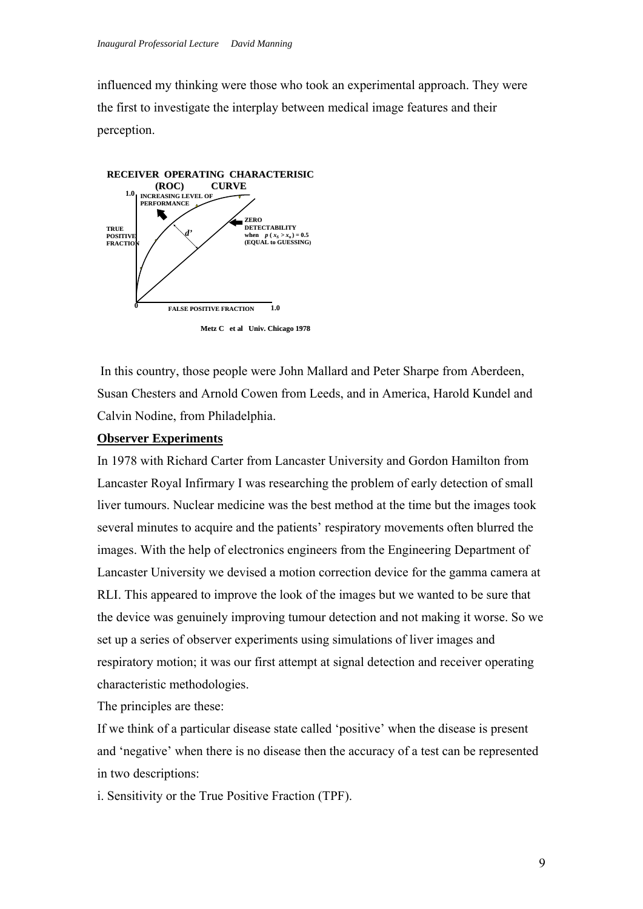influenced my thinking were those who took an experimental approach. They were the first to investigate the interplay between medical image features and their perception.

RECEIVER OPERATING CHARACTERISIC (ROC) CURVE

1.0 INCREASING LEVEL OF PERFORMANCE

TRUE POSITIVE FRACTION

$d'$

ZERO DETECTABILITY when $p(x_s > x_n) = 0.5$ (EQUAL to GUESSING)

0 FALSE POSITIVE FRACTION 1.0

Metz C et al Univ. Chicago 1978

In this country, those people were John Mallard and Peter Sharpe from Aberdeen, Susan Chesters and Arnold Cowen from Leeds, and in America, Harold Kundel and Calvin Nodine, from Philadelphia.

**Observer Experiments**

In 1978 with Richard Carter from Lancaster University and Gordon Hamilton from Lancaster Royal Infirmary I was researching the problem of early detection of small liver tumours. Nuclear medicine was the best method at the time but the images took several minutes to acquire and the patients' respiratory movements often blurred the images. With the help of electronics engineers from the Engineering Department of Lancaster University we devised a motion correction device for the gamma camera at RLI. This appeared to improve the look of the images but we wanted to be sure that the device was genuinely improving tumour detection and not making it worse. So we set up a series of observer experiments using simulations of liver images and respiratory motion; it was our first attempt at signal detection and receiver operating characteristic methodologies.

The principles are these:

If we think of a particular disease state called 'positive' when the disease is present and 'negative' when there is no disease then the accuracy of a test can be represented in two descriptions:

i. Sensitivity or the True Positive Fraction (TPF).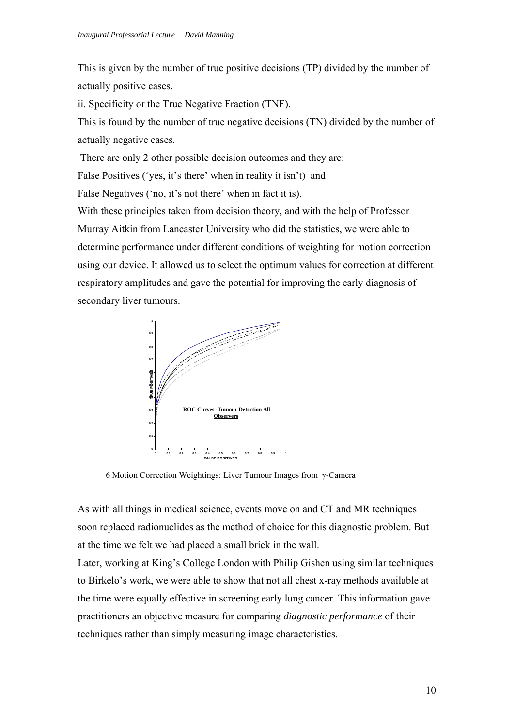This is given by the number of true positive decisions (TP) divided by the number of actually positive cases.

ii. Specificity or the True Negative Fraction (TNF).

This is found by the number of true negative decisions (TN) divided by the number of actually negative cases.

There are only 2 other possible decision outcomes and they are:

False Positives ('yes, it's there' when in reality it isn't) and

False Negatives ('no, it's not there' when in fact it is).

With these principles taken from decision theory, and with the help of Professor Murray Aitkin from Lancaster University who did the statistics, we were able to determine performance under different conditions of weighting for motion correction using our device. It allowed us to select the optimum values for correction at different respiratory amplitudes and gave the potential for improving the early diagnosis of secondary liver tumours.

ROC Curves -Tumour Detection All Observers

TRUE POSITIVES

FALSE POSITIVES

0, 0.1, 0.2, 0.3, 0.4, 0.5, 0.6, 0.7, 0.8, 0.9, 1

6 Motion Correction Weightings: Liver Tumour Images from γ-Camera

As with all things in medical science, events move on and CT and MR techniques soon replaced radionuclides as the method of choice for this diagnostic problem. But at the time we felt we had placed a small brick in the wall.

Later, working at King's College London with Philip Gishen using similar techniques to Birkelo's work, we were able to show that not all chest x-ray methods available at the time were equally effective in screening early lung cancer. This information gave practitioners an objective measure for comparing *diagnostic performance* of their techniques rather than simply measuring image characteristics.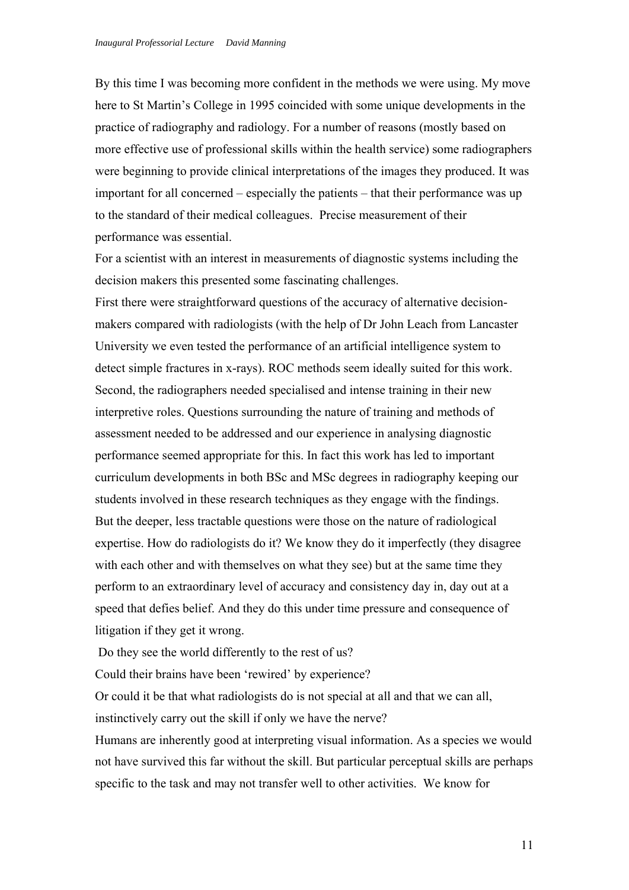By this time I was becoming more confident in the methods we were using. My move here to St Martin's College in 1995 coincided with some unique developments in the practice of radiography and radiology. For a number of reasons (mostly based on more effective use of professional skills within the health service) some radiographers were beginning to provide clinical interpretations of the images they produced. It was important for all concerned – especially the patients – that their performance was up to the standard of their medical colleagues. Precise measurement of their performance was essential.

For a scientist with an interest in measurements of diagnostic systems including the decision makers this presented some fascinating challenges.

First there were straightforward questions of the accuracy of alternative decision-makers compared with radiologists (with the help of Dr John Leach from Lancaster University we even tested the performance of an artificial intelligence system to detect simple fractures in x-rays). ROC methods seem ideally suited for this work.

Second, the radiographers needed specialised and intense training in their new interpretive roles. Questions surrounding the nature of training and methods of assessment needed to be addressed and our experience in analysing diagnostic performance seemed appropriate for this. In fact this work has led to important curriculum developments in both BSc and MSc degrees in radiography keeping our students involved in these research techniques as they engage with the findings.

But the deeper, less tractable questions were those on the nature of radiological expertise. How do radiologists do it? We know they do it imperfectly (they disagree with each other and with themselves on what they see) but at the same time they perform to an extraordinary level of accuracy and consistency day in, day out at a speed that defies belief. And they do this under time pressure and consequence of litigation if they get it wrong.

Do they see the world differently to the rest of us?

Could their brains have been 'rewired' by experience?

Or could it be that what radiologists do is not special at all and that we can all, instinctively carry out the skill if only we have the nerve?

Humans are inherently good at interpreting visual information. As a species we would not have survived this far without the skill. But particular perceptual skills are perhaps specific to the task and may not transfer well to other activities. We know for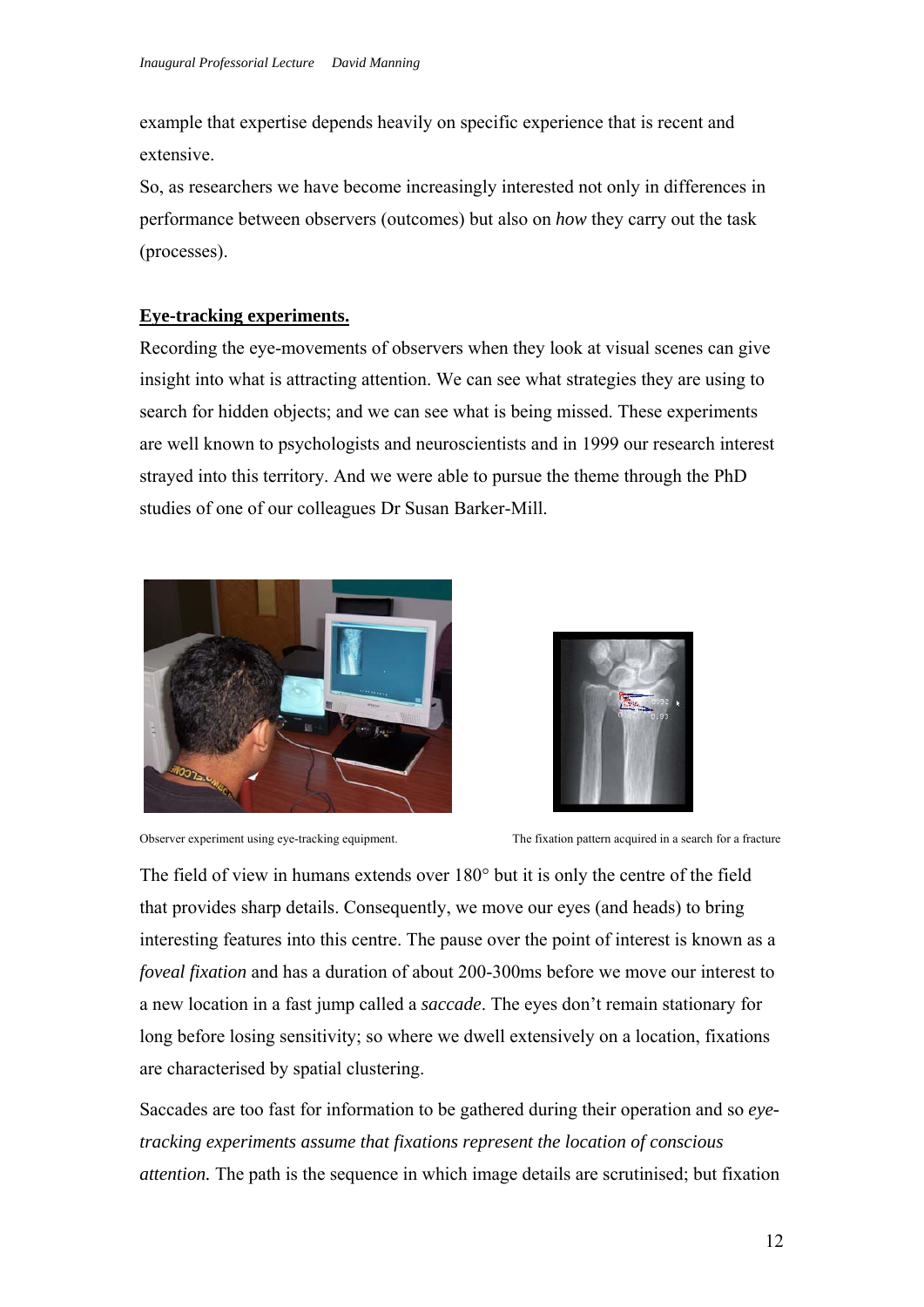example that expertise depends heavily on specific experience that is recent and extensive.

So, as researchers we have become increasingly interested not only in differences in performance between observers (outcomes) but also on *how* they carry out the task (processes).

## Eye-tracking experiments.

Recording the eye-movements of observers when they look at visual scenes can give insight into what is attracting attention. We can see what strategies they are using to search for hidden objects; and we can see what is being missed. These experiments are well known to psychologists and neuroscientists and in 1999 our research interest strayed into this territory. And we were able to pursue the theme through the PhD studies of one of our colleagues Dr Susan Barker-Mill.

Observer experiment using eye-tracking equipment.

The fixation pattern acquired in a search for a fracture

The field of view in humans extends over 180° but it is only the centre of the field that provides sharp details. Consequently, we move our eyes (and heads) to bring interesting features into this centre. The pause over the point of interest is known as a *foveal fixation* and has a duration of about 200-300ms before we move our interest to a new location in a fast jump called a *saccade*. The eyes don't remain stationary for long before losing sensitivity; so where we dwell extensively on a location, fixations are characterised by spatial clustering.

Saccades are too fast for information to be gathered during their operation and so *eye-tracking experiments assume that fixations represent the location of conscious attention.* The path is the sequence in which image details are scrutinised; but fixation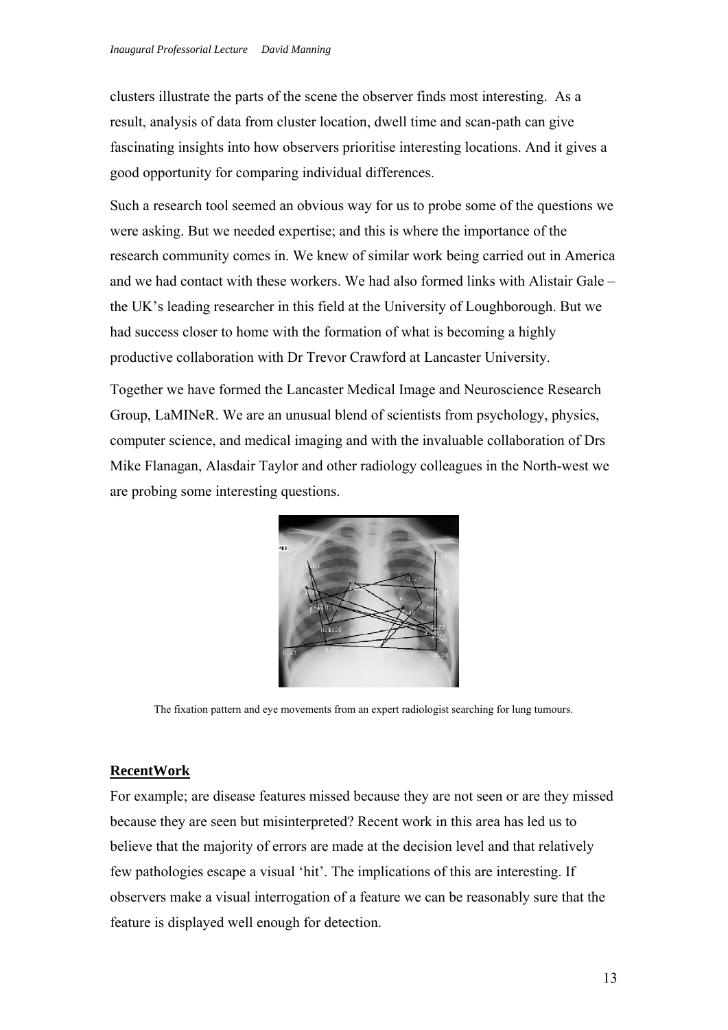clusters illustrate the parts of the scene the observer finds most interesting. As a result, analysis of data from cluster location, dwell time and scan-path can give fascinating insights into how observers prioritise interesting locations. And it gives a good opportunity for comparing individual differences.

Such a research tool seemed an obvious way for us to probe some of the questions we were asking. But we needed expertise; and this is where the importance of the research community comes in. We knew of similar work being carried out in America and we had contact with these workers. We had also formed links with Alistair Gale – the UK's leading researcher in this field at the University of Loughborough. But we had success closer to home with the formation of what is becoming a highly productive collaboration with Dr Trevor Crawford at Lancaster University.

Together we have formed the Lancaster Medical Image and Neuroscience Research Group, LaMINeR. We are an unusual blend of scientists from psychology, physics, computer science, and medical imaging and with the invaluable collaboration of Drs Mike Flanagan, Alasdair Taylor and other radiology colleagues in the North-west we are probing some interesting questions.

The fixation pattern and eye movements from an expert radiologist searching for lung tumours.

## RecentWork

For example; are disease features missed because they are not seen or are they missed because they are seen but misinterpreted? Recent work in this area has led us to believe that the majority of errors are made at the decision level and that relatively few pathologies escape a visual 'hit'. The implications of this are interesting. If observers make a visual interrogation of a feature we can be reasonably sure that the feature is displayed well enough for detection.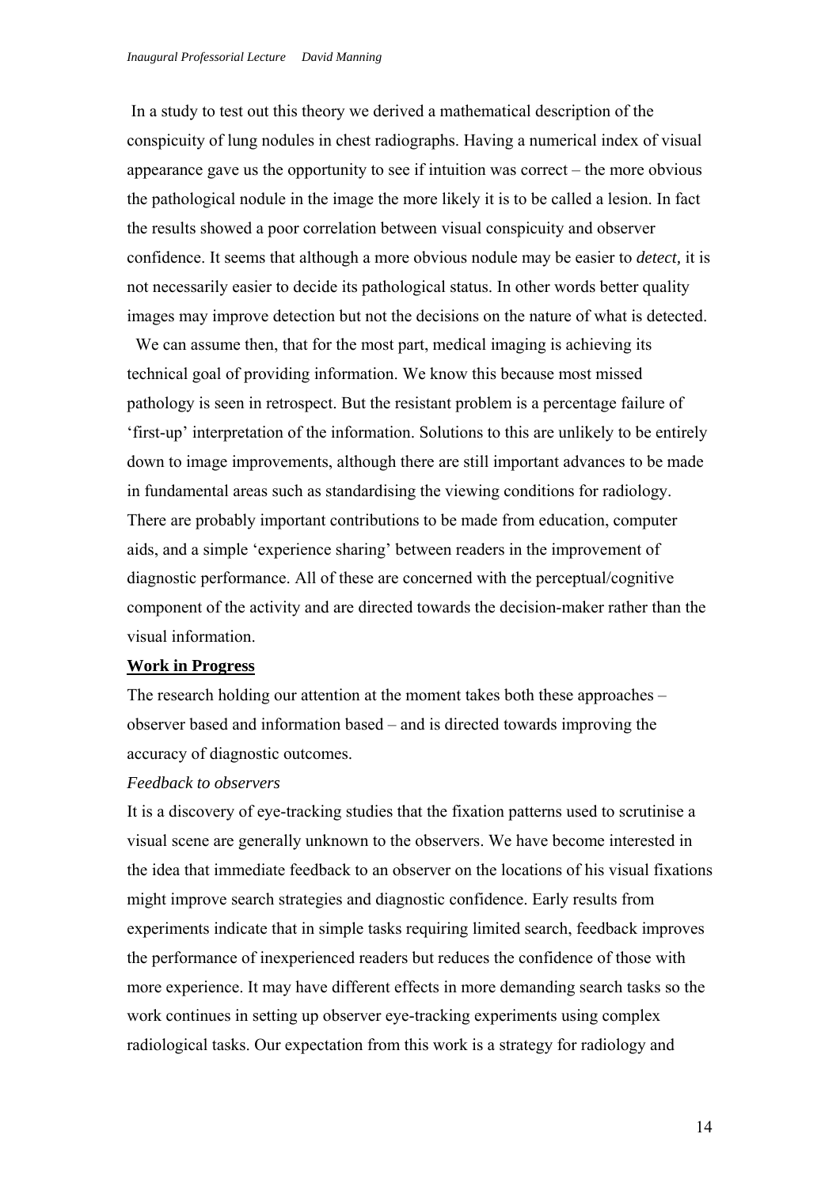In a study to test out this theory we derived a mathematical description of the conspicuity of lung nodules in chest radiographs. Having a numerical index of visual appearance gave us the opportunity to see if intuition was correct – the more obvious the pathological nodule in the image the more likely it is to be called a lesion. In fact the results showed a poor correlation between visual conspicuity and observer confidence. It seems that although a more obvious nodule may be easier to *detect,* it is not necessarily easier to decide its pathological status. In other words better quality images may improve detection but not the decisions on the nature of what is detected.

We can assume then, that for the most part, medical imaging is achieving its technical goal of providing information. We know this because most missed pathology is seen in retrospect. But the resistant problem is a percentage failure of 'first-up' interpretation of the information. Solutions to this are unlikely to be entirely down to image improvements, although there are still important advances to be made in fundamental areas such as standardising the viewing conditions for radiology. There are probably important contributions to be made from education, computer aids, and a simple 'experience sharing' between readers in the improvement of diagnostic performance. All of these are concerned with the perceptual/cognitive component of the activity and are directed towards the decision-maker rather than the visual information.

## Work in Progress

The research holding our attention at the moment takes both these approaches – observer based and information based – and is directed towards improving the accuracy of diagnostic outcomes.

### *Feedback to observers*

It is a discovery of eye-tracking studies that the fixation patterns used to scrutinise a visual scene are generally unknown to the observers. We have become interested in the idea that immediate feedback to an observer on the locations of his visual fixations might improve search strategies and diagnostic confidence. Early results from experiments indicate that in simple tasks requiring limited search, feedback improves the performance of inexperienced readers but reduces the confidence of those with more experience. It may have different effects in more demanding search tasks so the work continues in setting up observer eye-tracking experiments using complex radiological tasks. Our expectation from this work is a strategy for radiology and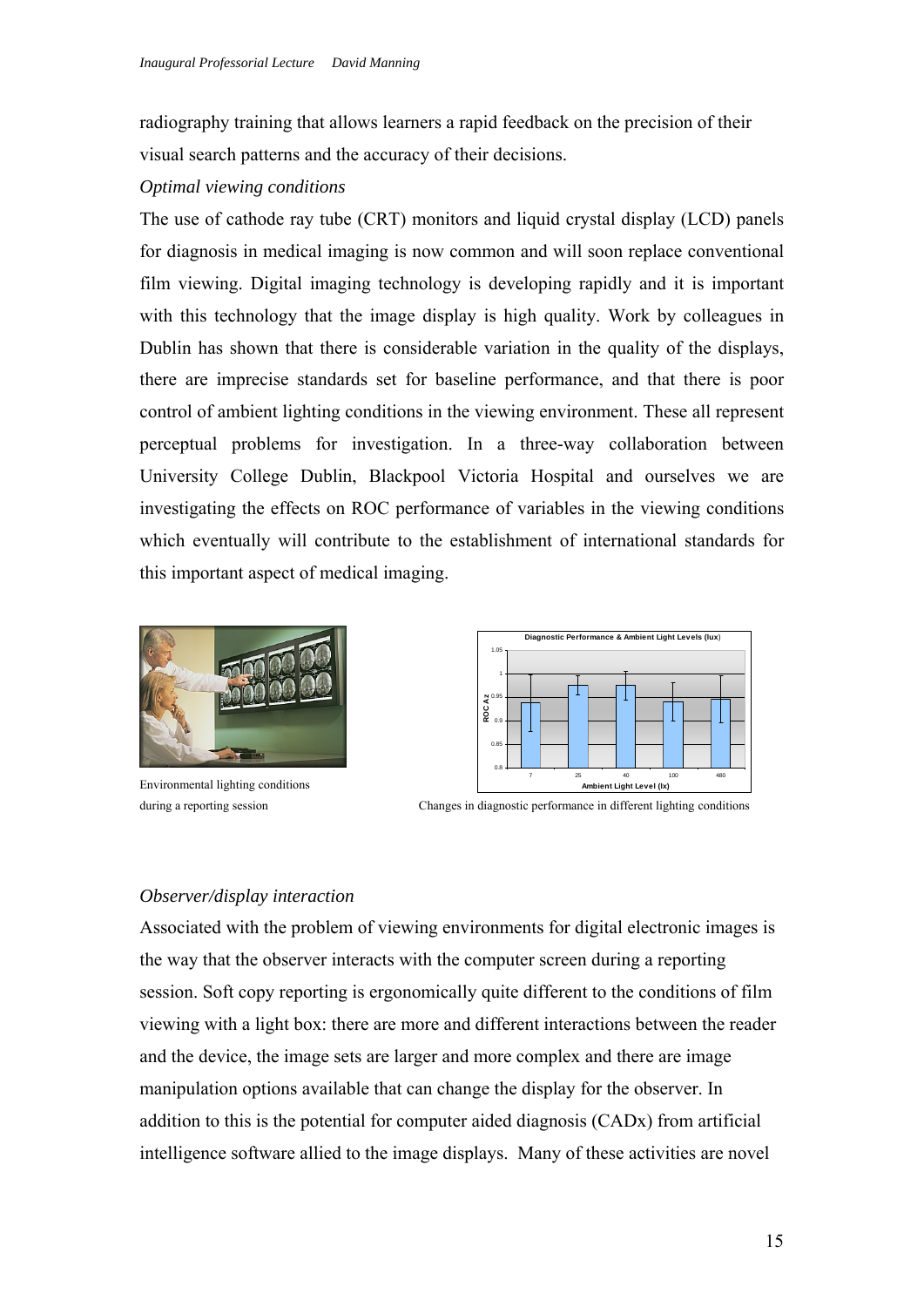radiography training that allows learners a rapid feedback on the precision of their visual search patterns and the accuracy of their decisions.

*Optimal viewing conditions*

The use of cathode ray tube (CRT) monitors and liquid crystal display (LCD) panels for diagnosis in medical imaging is now common and will soon replace conventional film viewing. Digital imaging technology is developing rapidly and it is important with this technology that the image display is high quality. Work by colleagues in Dublin has shown that there is considerable variation in the quality of the displays, there are imprecise standards set for baseline performance, and that there is poor control of ambient lighting conditions in the viewing environment. These all represent perceptual problems for investigation. In a three-way collaboration between University College Dublin, Blackpool Victoria Hospital and ourselves we are investigating the effects on ROC performance of variables in the viewing conditions which eventually will contribute to the establishment of international standards for this important aspect of medical imaging.

Environmental lighting conditions during a reporting session

Diagnostic Performance & Ambient Light Levels (lux)

ROC Az

1.05
1
0.95
0.9
0.85
0.8

7
25
40
100
480

Ambient Light Level (lx)

Changes in diagnostic performance in different lighting conditions

*Observer/display interaction*

Associated with the problem of viewing environments for digital electronic images is the way that the observer interacts with the computer screen during a reporting session. Soft copy reporting is ergonomically quite different to the conditions of film viewing with a light box: there are more and different interactions between the reader and the device, the image sets are larger and more complex and there are image manipulation options available that can change the display for the observer. In addition to this is the potential for computer aided diagnosis (CADx) from artificial intelligence software allied to the image displays. Many of these activities are novel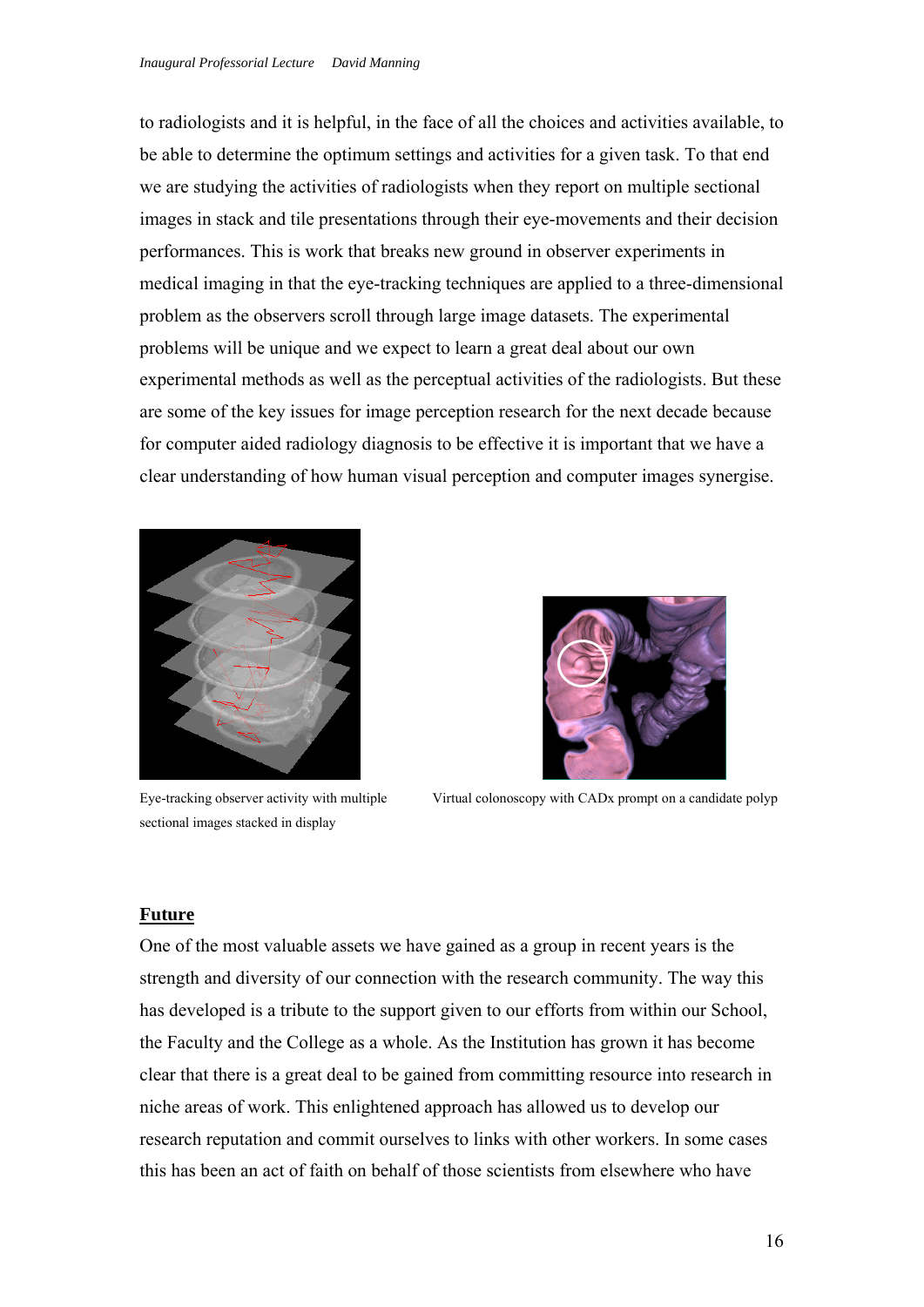to radiologists and it is helpful, in the face of all the choices and activities available, to be able to determine the optimum settings and activities for a given task. To that end we are studying the activities of radiologists when they report on multiple sectional images in stack and tile presentations through their eye-movements and their decision performances. This is work that breaks new ground in observer experiments in medical imaging in that the eye-tracking techniques are applied to a three-dimensional problem as the observers scroll through large image datasets. The experimental problems will be unique and we expect to learn a great deal about our own experimental methods as well as the perceptual activities of the radiologists. But these are some of the key issues for image perception research for the next decade because for computer aided radiology diagnosis to be effective it is important that we have a clear understanding of how human visual perception and computer images synergise.

Eye-tracking observer activity with multiple sectional images stacked in display

Virtual colonoscopy with CADx prompt on a candidate polyp

## Future

One of the most valuable assets we have gained as a group in recent years is the strength and diversity of our connection with the research community. The way this has developed is a tribute to the support given to our efforts from within our School, the Faculty and the College as a whole. As the Institution has grown it has become clear that there is a great deal to be gained from committing resource into research in niche areas of work. This enlightened approach has allowed us to develop our research reputation and commit ourselves to links with other workers. In some cases this has been an act of faith on behalf of those scientists from elsewhere who have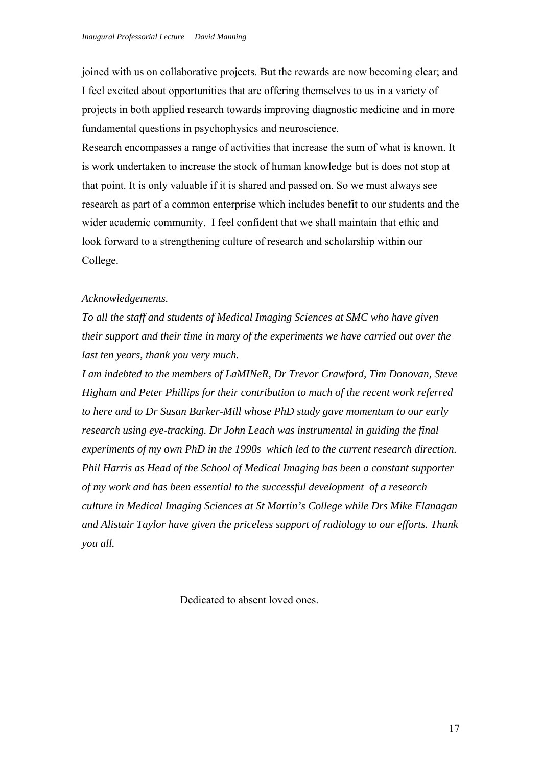joined with us on collaborative projects. But the rewards are now becoming clear; and I feel excited about opportunities that are offering themselves to us in a variety of projects in both applied research towards improving diagnostic medicine and in more fundamental questions in psychophysics and neuroscience.

Research encompasses a range of activities that increase the sum of what is known. It is work undertaken to increase the stock of human knowledge but is does not stop at that point. It is only valuable if it is shared and passed on. So we must always see research as part of a common enterprise which includes benefit to our students and the wider academic community. I feel confident that we shall maintain that ethic and look forward to a strengthening culture of research and scholarship within our College.

*Acknowledgements.*

*To all the staff and students of Medical Imaging Sciences at SMC who have given their support and their time in many of the experiments we have carried out over the last ten years, thank you very much.*

*I am indebted to the members of LaMINeR, Dr Trevor Crawford, Tim Donovan, Steve Higham and Peter Phillips for their contribution to much of the recent work referred to here and to Dr Susan Barker-Mill whose PhD study gave momentum to our early research using eye-tracking. Dr John Leach was instrumental in guiding the final experiments of my own PhD in the 1990s which led to the current research direction. Phil Harris as Head of the School of Medical Imaging has been a constant supporter of my work and has been essential to the successful development of a research culture in Medical Imaging Sciences at St Martin's College while Drs Mike Flanagan and Alistair Taylor have given the priceless support of radiology to our efforts. Thank you all.*

Dedicated to absent loved ones.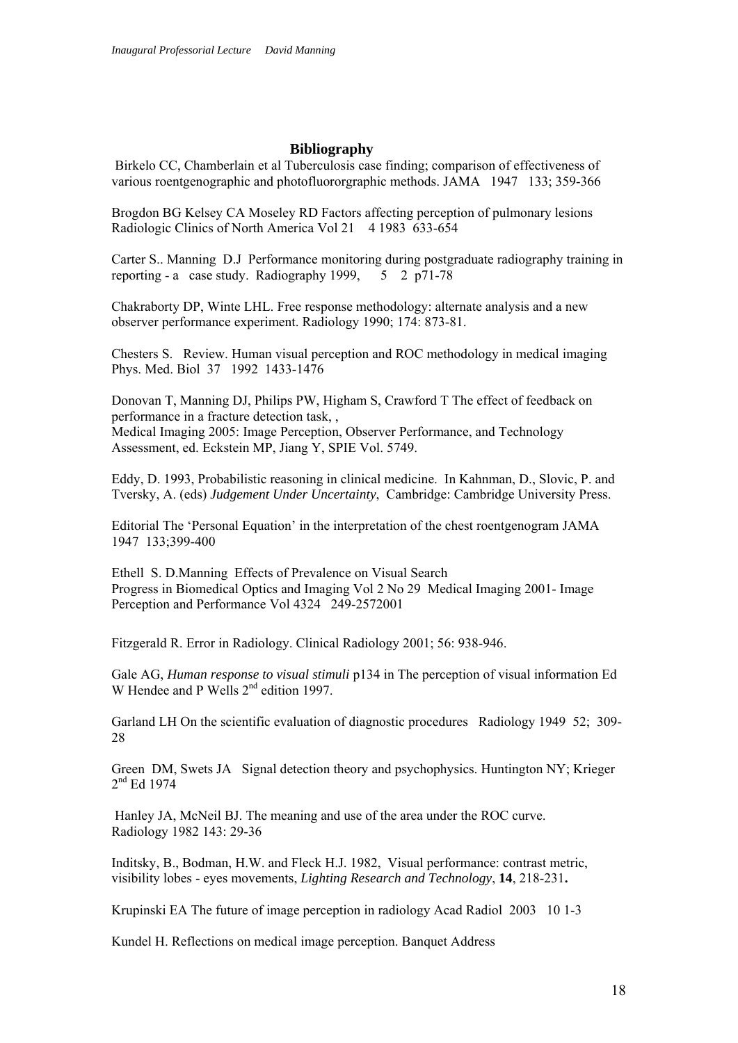## Bibliography

Birkelo CC, Chamberlain et al Tuberculosis case finding; comparison of effectiveness of various roentgenographic and photofluororgraphic methods. JAMA 1947 133; 359-366

Brogdon BG Kelsey CA Moseley RD Factors affecting perception of pulmonary lesions Radiologic Clinics of North America Vol 21 4 1983 633-654

Carter S.. Manning D.J Performance monitoring during postgraduate radiography training in reporting - a case study. Radiography 1999, 5 2 p71-78

Chakraborty DP, Winte LHL. Free response methodology: alternate analysis and a new observer performance experiment. Radiology 1990; 174: 873-81.

Chesters S. Review. Human visual perception and ROC methodology in medical imaging Phys. Med. Biol 37 1992 1433-1476

Donovan T, Manning DJ, Philips PW, Higham S, Crawford T The effect of feedback on performance in a fracture detection task, ,
Medical Imaging 2005: Image Perception, Observer Performance, and Technology Assessment, ed. Eckstein MP, Jiang Y, SPIE Vol. 5749.

Eddy, D. 1993, Probabilistic reasoning in clinical medicine. In Kahnman, D., Slovic, P. and Tversky, A. (eds) *Judgement Under Uncertainty*, Cambridge: Cambridge University Press.

Editorial The 'Personal Equation' in the interpretation of the chest roentgenogram JAMA 1947 133;399-400

Ethell S. D.Manning Effects of Prevalence on Visual Search
Progress in Biomedical Optics and Imaging Vol 2 No 29 Medical Imaging 2001- Image Perception and Performance Vol 4324 249-2572001

Fitzgerald R. Error in Radiology. Clinical Radiology 2001; 56: 938-946.

Gale AG, *Human response to visual stimuli* p134 in The perception of visual information Ed W Hendee and P Wells 2nd edition 1997.

Garland LH On the scientific evaluation of diagnostic procedures Radiology 1949 52; 309-28

Green DM, Swets JA Signal detection theory and psychophysics. Huntington NY; Krieger 2nd Ed 1974

Hanley JA, McNeil BJ. The meaning and use of the area under the ROC curve. Radiology 1982 143: 29-36

Inditsky, B., Bodman, H.W. and Fleck H.J. 1982, Visual performance: contrast metric, visibility lobes - eyes movements, *Lighting Research and Technology*, **14**, 218-231**.**

Krupinski EA The future of image perception in radiology Acad Radiol 2003 10 1-3

Kundel H. Reflections on medical image perception. Banquet Address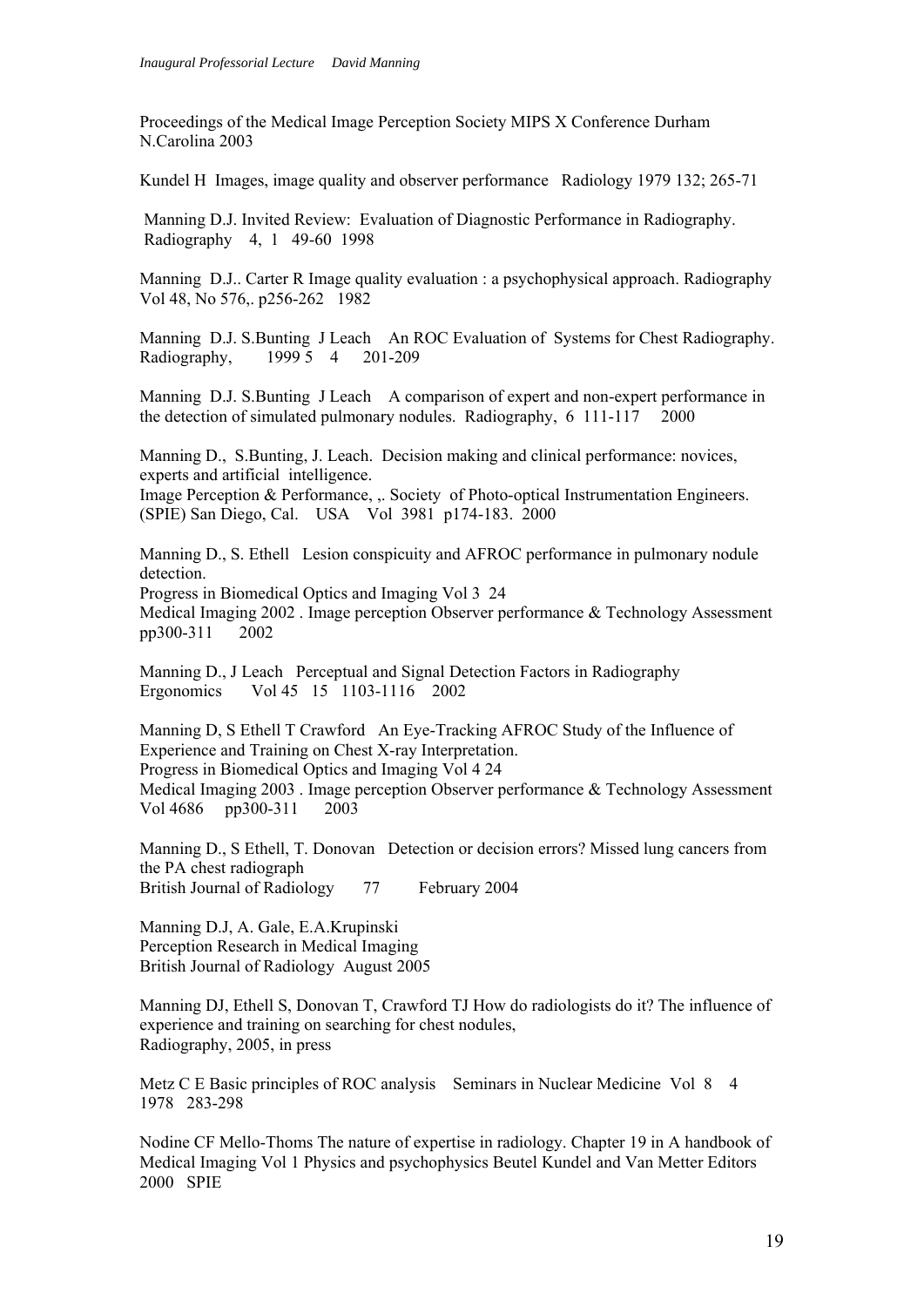Proceedings of the Medical Image Perception Society MIPS X Conference Durham N.Carolina 2003

Kundel H Images, image quality and observer performance Radiology 1979 132; 265-71

Manning D.J. Invited Review: Evaluation of Diagnostic Performance in Radiography. Radiography 4, 1 49-60 1998

Manning D.J.. Carter R Image quality evaluation : a psychophysical approach. Radiography Vol 48, No 576,. p256-262 1982

Manning D.J. S.Bunting J Leach An ROC Evaluation of Systems for Chest Radiography. Radiography, 1999 5 4 201-209

Manning D.J. S.Bunting J Leach A comparison of expert and non-expert performance in the detection of simulated pulmonary nodules. Radiography, 6 111-117 2000

Manning D., S.Bunting, J. Leach. Decision making and clinical performance: novices, experts and artificial intelligence.
Image Perception & Performance, ,. Society of Photo-optical Instrumentation Engineers. (SPIE) San Diego, Cal. USA Vol 3981 p174-183. 2000

Manning D., S. Ethell Lesion conspicuity and AFROC performance in pulmonary nodule detection.
Progress in Biomedical Optics and Imaging Vol 3 24
Medical Imaging 2002 . Image perception Observer performance & Technology Assessment pp300-311 2002

Manning D., J Leach Perceptual and Signal Detection Factors in Radiography
Ergonomics Vol 45 15 1103-1116 2002

Manning D, S Ethell T Crawford An Eye-Tracking AFROC Study of the Influence of Experience and Training on Chest X-ray Interpretation.
Progress in Biomedical Optics and Imaging Vol 4 24
Medical Imaging 2003 . Image perception Observer performance & Technology Assessment Vol 4686 pp300-311 2003

Manning D., S Ethell, T. Donovan Detection or decision errors? Missed lung cancers from the PA chest radiograph
British Journal of Radiology 77 February 2004

Manning D.J, A. Gale, E.A.Krupinski
Perception Research in Medical Imaging
British Journal of Radiology August 2005

Manning DJ, Ethell S, Donovan T, Crawford TJ How do radiologists do it? The influence of experience and training on searching for chest nodules,
Radiography, 2005, in press

Metz C E Basic principles of ROC analysis Seminars in Nuclear Medicine Vol 8 4 1978 283-298

Nodine CF Mello-Thoms The nature of expertise in radiology. Chapter 19 in A handbook of Medical Imaging Vol 1 Physics and psychophysics Beutel Kundel and Van Metter Editors 2000 SPIE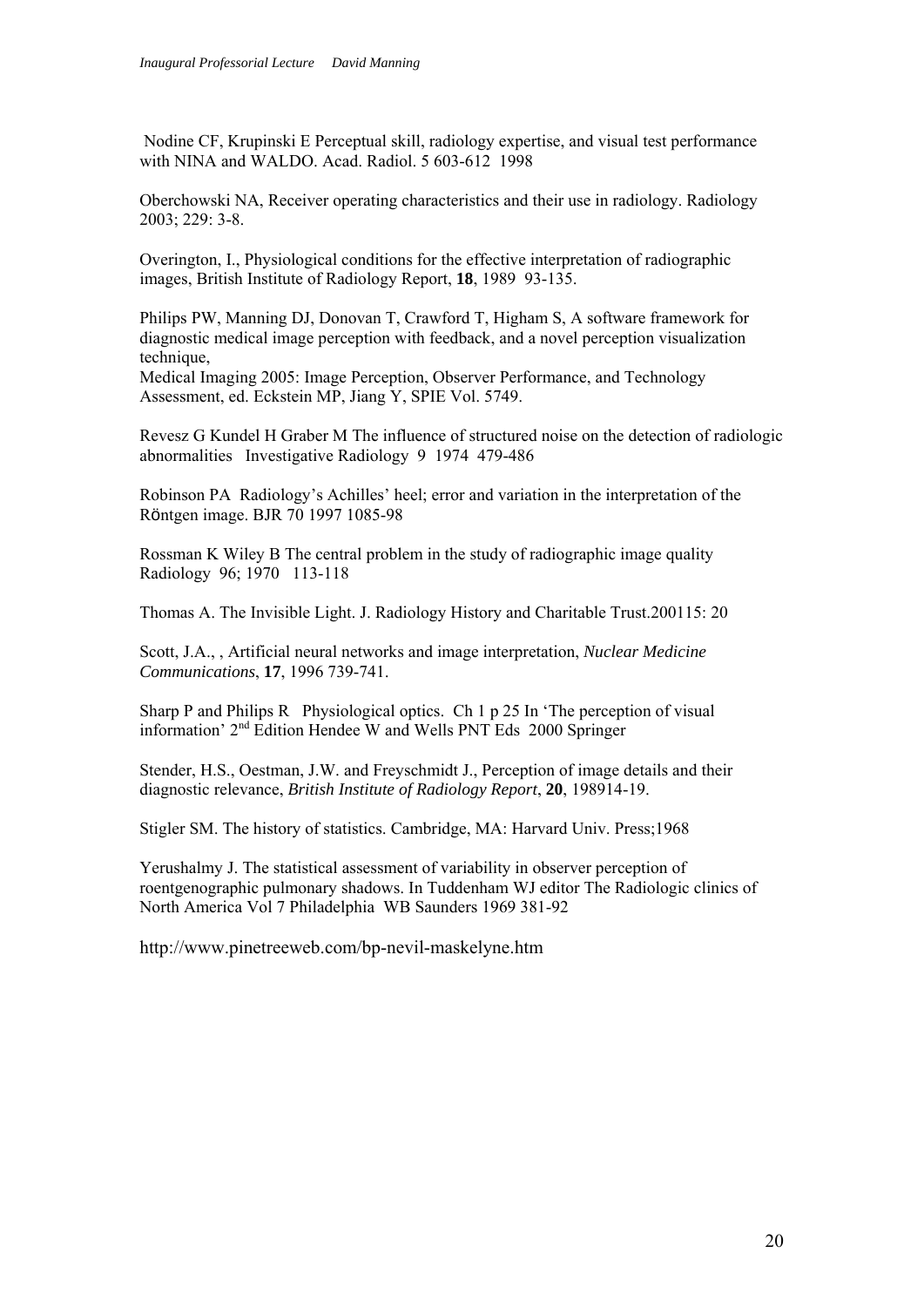Nodine CF, Krupinski E Perceptual skill, radiology expertise, and visual test performance with NINA and WALDO. Acad. Radiol. 5 603-612 1998

Oberchowski NA, Receiver operating characteristics and their use in radiology. Radiology 2003; 229: 3-8.

Overington, I., Physiological conditions for the effective interpretation of radiographic images, British Institute of Radiology Report, **18**, 1989 93-135.

Philips PW, Manning DJ, Donovan T, Crawford T, Higham S, A software framework for diagnostic medical image perception with feedback, and a novel perception visualization technique,
Medical Imaging 2005: Image Perception, Observer Performance, and Technology Assessment, ed. Eckstein MP, Jiang Y, SPIE Vol. 5749.

Revesz G Kundel H Graber M The influence of structured noise on the detection of radiologic abnormalities Investigative Radiology 9 1974 479-486

Robinson PA Radiology's Achilles' heel; error and variation in the interpretation of the Röntgen image. BJR 70 1997 1085-98

Rossman K Wiley B The central problem in the study of radiographic image quality Radiology 96; 1970 113-118

Thomas A. The Invisible Light. J. Radiology History and Charitable Trust.200115: 20

Scott, J.A., , Artificial neural networks and image interpretation, *Nuclear Medicine Communications*, **17**, 1996 739-741.

Sharp P and Philips R Physiological optics. Ch 1 p 25 In 'The perception of visual information' 2nd Edition Hendee W and Wells PNT Eds 2000 Springer

Stender, H.S., Oestman, J.W. and Freyschmidt J., Perception of image details and their diagnostic relevance, *British Institute of Radiology Report*, **20**, 198914-19.

Stigler SM. The history of statistics. Cambridge, MA: Harvard Univ. Press;1968

Yerushalmy J. The statistical assessment of variability in observer perception of roentgenographic pulmonary shadows. In Tuddenham WJ editor The Radiologic clinics of North America Vol 7 Philadelphia WB Saunders 1969 381-92

http://www.pinetreeweb.com/bp-nevil-maskelyne.htm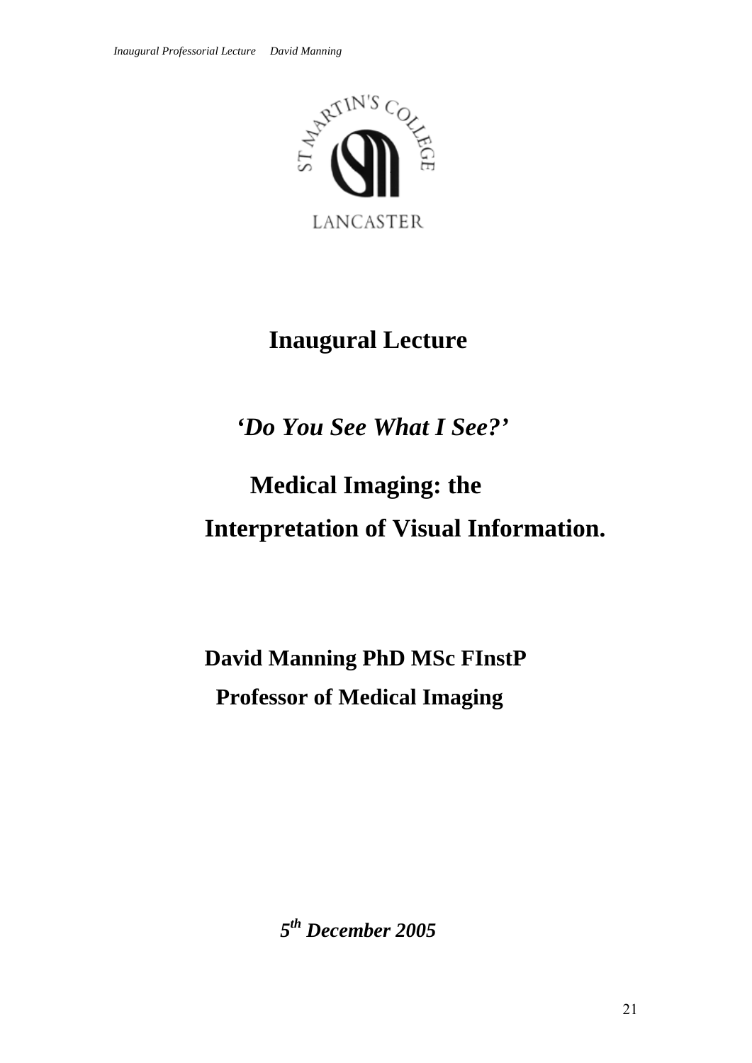ST MARTIN'S COLLEGE

LANCASTER

# Inaugural Lecture

## *'Do You See What I See?'*

## Medical Imaging: the Interpretation of Visual Information.

**David Manning PhD MSc FInstP**

**Professor of Medical Imaging**

***5th December 2005***